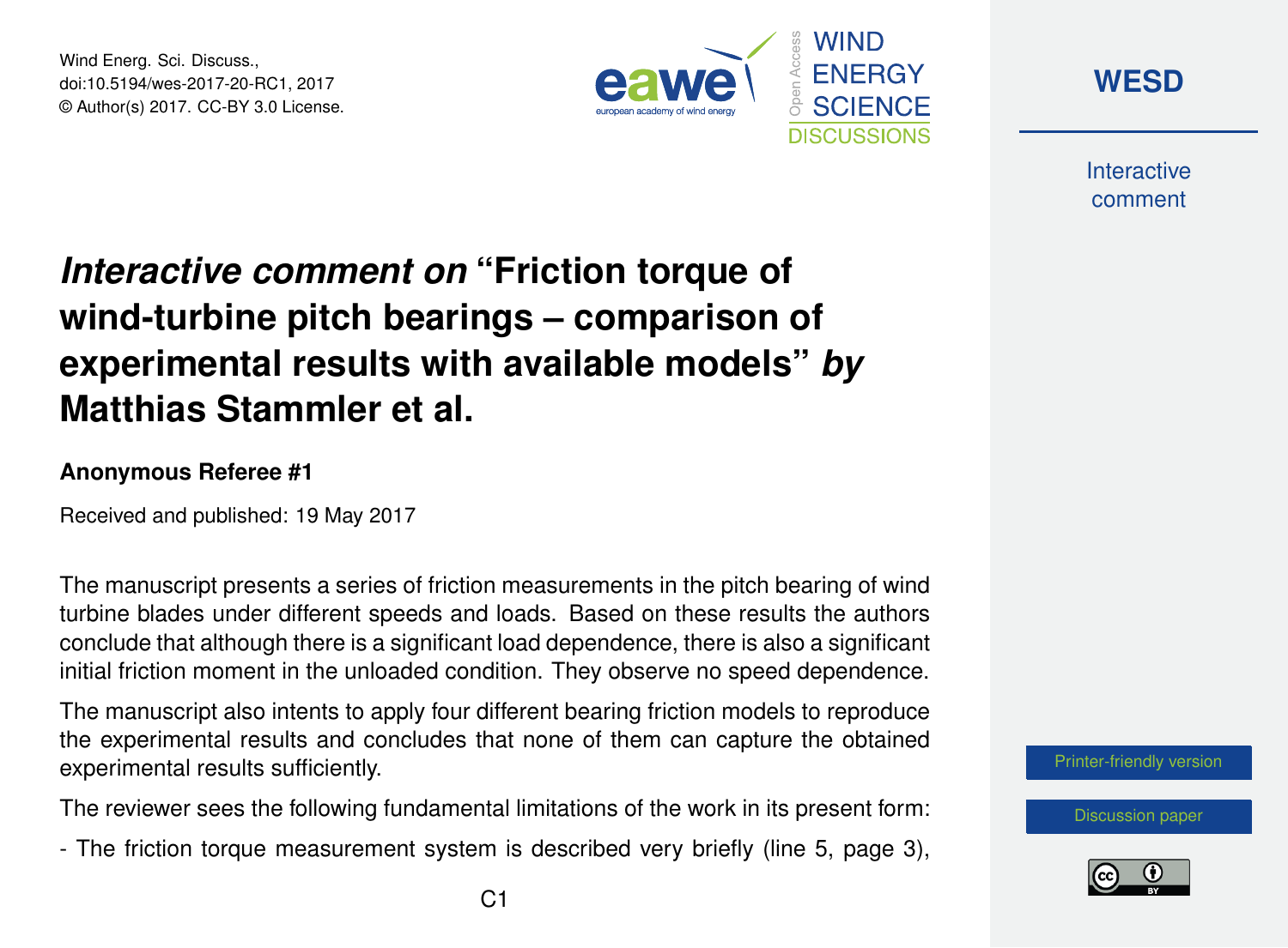Wind Energ. Sci. Discuss.,
doi:10.5194/wes-2017-20-RC1, 2017
© Author(s) 2017. CC-BY 3.0 License.

# *Interactive comment on* "Friction torque of wind-turbine pitch bearings – comparison of experimental results with available models" *by* Matthias Stammler et al.

**Anonymous Referee #1**

Received and published: 19 May 2017

The manuscript presents a series of friction measurements in the pitch bearing of wind turbine blades under different speeds and loads. Based on these results the authors conclude that although there is a significant load dependence, there is also a significant initial friction moment in the unloaded condition. They observe no speed dependence.

The manuscript also intents to apply four different bearing friction models to reproduce the experimental results and concludes that none of them can capture the obtained experimental results sufficiently.

The reviewer sees the following fundamental limitations of the work in its present form:

- The friction torque measurement system is described very briefly (line 5, page 3),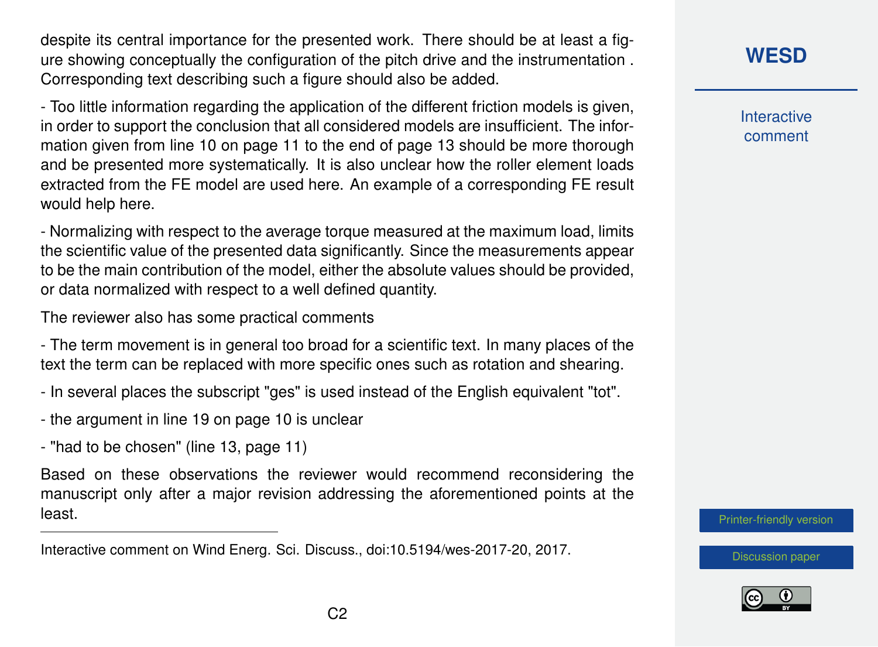despite its central importance for the presented work. There should be at least a figure showing conceptually the configuration of the pitch drive and the instrumentation . Corresponding text describing such a figure should also be added.

- Too little information regarding the application of the different friction models is given, in order to support the conclusion that all considered models are insufficient. The information given from line 10 on page 11 to the end of page 13 should be more thorough and be presented more systematically. It is also unclear how the roller element loads extracted from the FE model are used here. An example of a corresponding FE result would help here.

- Normalizing with respect to the average torque measured at the maximum load, limits the scientific value of the presented data significantly. Since the measurements appear to be the main contribution of the model, either the absolute values should be provided, or data normalized with respect to a well defined quantity.

The reviewer also has some practical comments

- The term movement is in general too broad for a scientific text. In many places of the text the term can be replaced with more specific ones such as rotation and shearing.

- In several places the subscript "ges" is used instead of the English equivalent "tot".

- the argument in line 19 on page 10 is unclear

- "had to be chosen" (line 13, page 11)

Based on these observations the reviewer would recommend reconsidering the manuscript only after a major revision addressing the aforementioned points at the least.

---

Interactive comment on Wind Energ. Sci. Discuss., doi:10.5194/wes-2017-20, 2017.